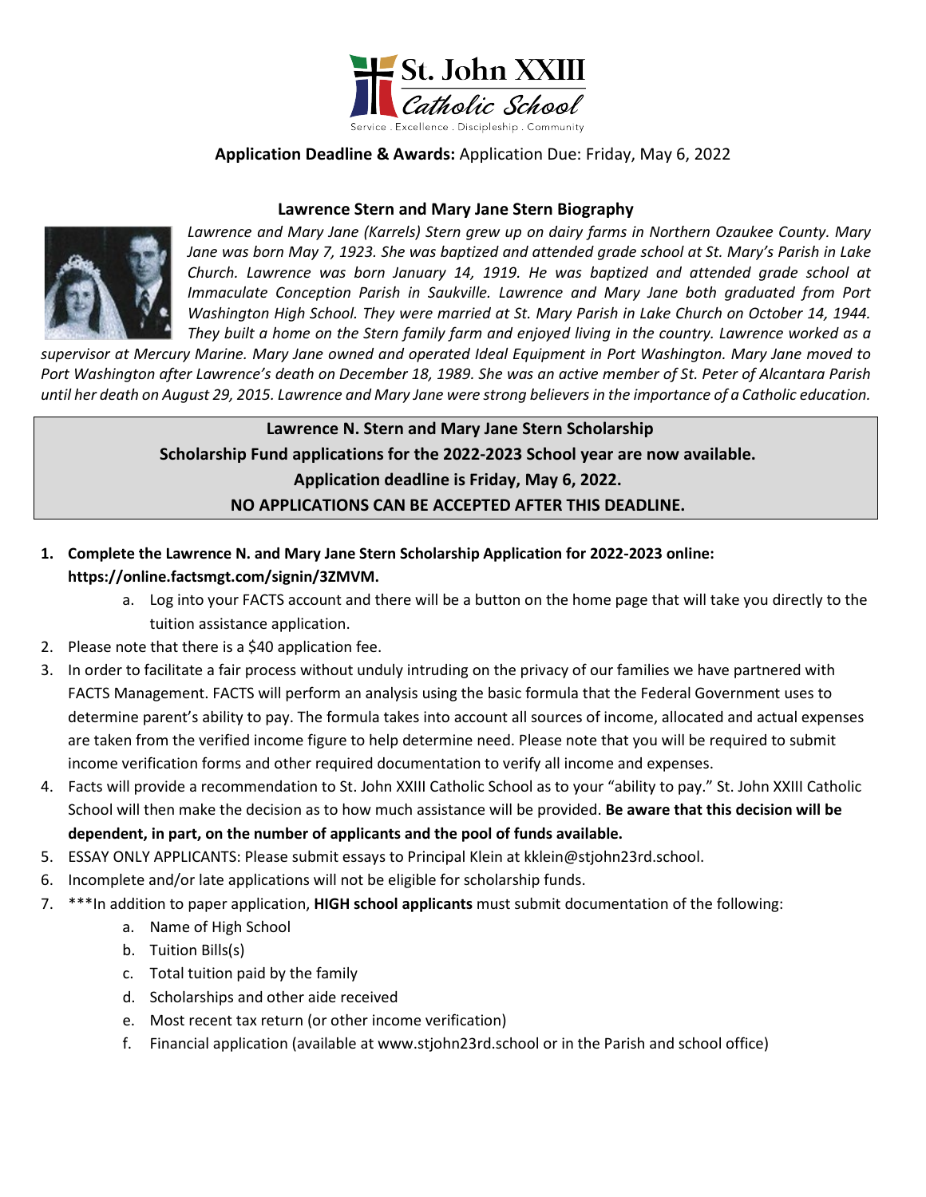# St. John XXIII Catholic School

Service . Excellence . Discipleship . Community

**Application Deadline & Awards:** Application Due: Friday, May 6, 2022

### Lawrence Stern and Mary Jane Stern Biography

*Lawrence and Mary Jane (Karrels) Stern grew up on dairy farms in Northern Ozaukee County. Mary Jane was born May 7, 1923. She was baptized and attended grade school at St. Mary's Parish in Lake Church. Lawrence was born January 14, 1919. He was baptized and attended grade school at Immaculate Conception Parish in Saukville. Lawrence and Mary Jane both graduated from Port Washington High School. They were married at St. Mary Parish in Lake Church on October 14, 1944. They built a home on the Stern family farm and enjoyed living in the country. Lawrence worked as a supervisor at Mercury Marine. Mary Jane owned and operated Ideal Equipment in Port Washington. Mary Jane moved to Port Washington after Lawrence's death on December 18, 1989. She was an active member of St. Peter of Alcantara Parish until her death on August 29, 2015. Lawrence and Mary Jane were strong believers in the importance of a Catholic education.*

**Lawrence N. Stern and Mary Jane Stern Scholarship**
**Scholarship Fund applications for the 2022-2023 School year are now available.**
**Application deadline is Friday, May 6, 2022.**
**NO APPLICATIONS CAN BE ACCEPTED AFTER THIS DEADLINE.**

1. **Complete the Lawrence N. and Mary Jane Stern Scholarship Application for 2022-2023 online: https://online.factsmgt.com/signin/3ZMVM.**
   a. Log into your FACTS account and there will be a button on the home page that will take you directly to the tuition assistance application.
2. Please note that there is a $40 application fee.
3. In order to facilitate a fair process without unduly intruding on the privacy of our families we have partnered with FACTS Management. FACTS will perform an analysis using the basic formula that the Federal Government uses to determine parent's ability to pay. The formula takes into account all sources of income, allocated and actual expenses are taken from the verified income figure to help determine need. Please note that you will be required to submit income verification forms and other required documentation to verify all income and expenses.
4. Facts will provide a recommendation to St. John XXIII Catholic School as to your "ability to pay." St. John XXIII Catholic School will then make the decision as to how much assistance will be provided. **Be aware that this decision will be dependent, in part, on the number of applicants and the pool of funds available.**
5. ESSAY ONLY APPLICANTS: Please submit essays to Principal Klein at kklein@stjohn23rd.school.
6. Incomplete and/or late applications will not be eligible for scholarship funds.
7. ***In addition to paper application, **HIGH school applicants** must submit documentation of the following:
   a. Name of High School
   b. Tuition Bills(s)
   c. Total tuition paid by the family
   d. Scholarships and other aide received
   e. Most recent tax return (or other income verification)
   f. Financial application (available at www.stjohn23rd.school or in the Parish and school office)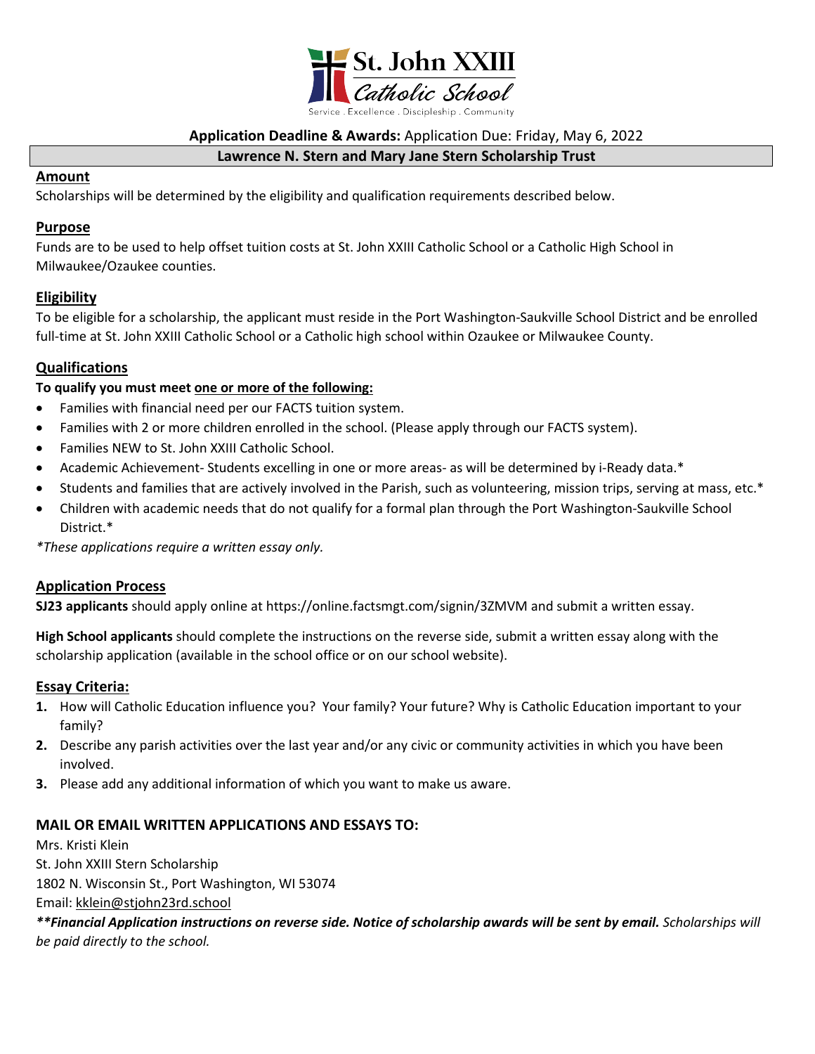St. John XXIII Catholic School

Service . Excellence . Discipleship . Community

**Application Deadline & Awards:** Application Due: Friday, May 6, 2022

**Lawrence N. Stern and Mary Jane Stern Scholarship Trust**

## Amount

Scholarships will be determined by the eligibility and qualification requirements described below.

## Purpose

Funds are to be used to help offset tuition costs at St. John XXIII Catholic School or a Catholic High School in Milwaukee/Ozaukee counties.

## Eligibility

To be eligible for a scholarship, the applicant must reside in the Port Washington-Saukville School District and be enrolled full-time at St. John XXIII Catholic School or a Catholic high school within Ozaukee or Milwaukee County.

## Qualifications

**To qualify you must meet one or more of the following:**

- Families with financial need per our FACTS tuition system.
- Families with 2 or more children enrolled in the school. (Please apply through our FACTS system).
- Families NEW to St. John XXIII Catholic School.
- Academic Achievement- Students excelling in one or more areas- as will be determined by i-Ready data.*
- Students and families that are actively involved in the Parish, such as volunteering, mission trips, serving at mass, etc.*
- Children with academic needs that do not qualify for a formal plan through the Port Washington-Saukville School District.*

*\*These applications require a written essay only.*

## Application Process

**SJ23 applicants** should apply online at https://online.factsmgt.com/signin/3ZMVM and submit a written essay.

**High School applicants** should complete the instructions on the reverse side, submit a written essay along with the scholarship application (available in the school office or on our school website).

## Essay Criteria:

1. How will Catholic Education influence you? Your family? Your future? Why is Catholic Education important to your family?
2. Describe any parish activities over the last year and/or any civic or community activities in which you have been involved.
3. Please add any additional information of which you want to make us aware.

### MAIL OR EMAIL WRITTEN APPLICATIONS AND ESSAYS TO:

Mrs. Kristi Klein
St. John XXIII Stern Scholarship
1802 N. Wisconsin St., Port Washington, WI 53074
Email: kklein@stjohn23rd.school

***\*\*Financial Application instructions on reverse side. Notice of scholarship awards will be sent by email.** Scholarships will be paid directly to the school.*